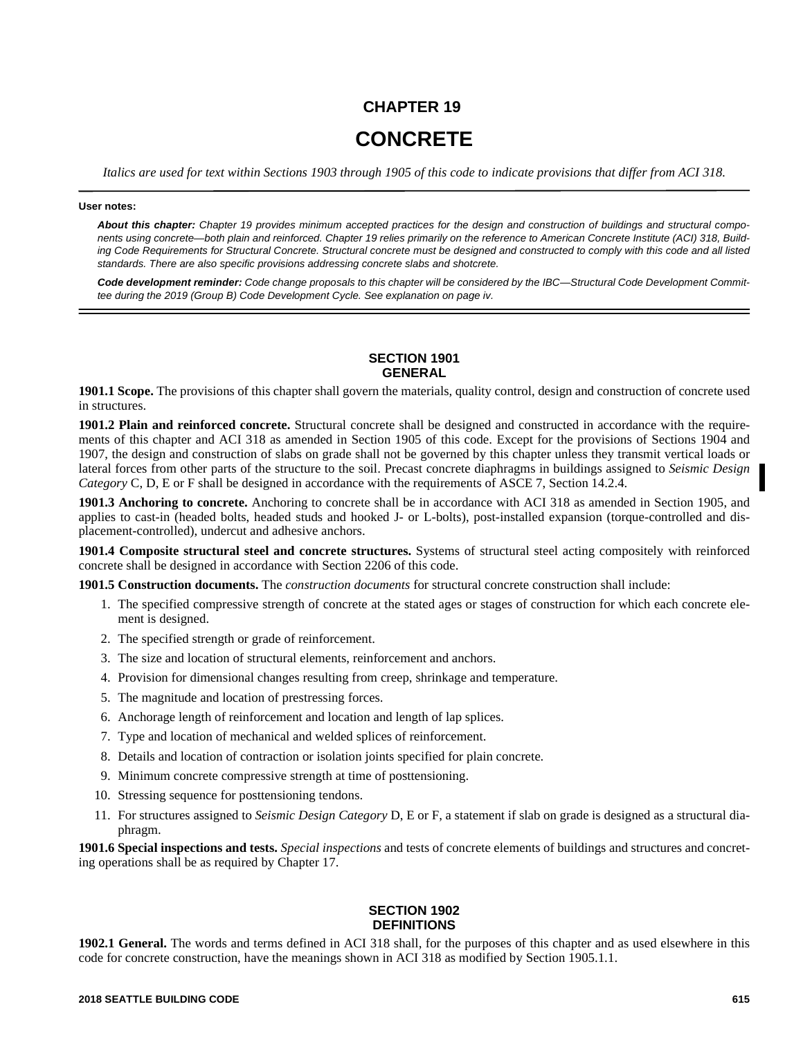# CHAPTER 19

# CONCRETE

*Italics are used for text within Sections 1903 through 1905 of this code to indicate provisions that differ from ACI 318.*

**User notes:**

***About this chapter:*** *Chapter 19 provides minimum accepted practices for the design and construction of buildings and structural components using concrete—both plain and reinforced. Chapter 19 relies primarily on the reference to American Concrete Institute (ACI) 318, Building Code Requirements for Structural Concrete. Structural concrete must be designed and constructed to comply with this code and all listed standards. There are also specific provisions addressing concrete slabs and shotcrete.*

***Code development reminder:*** *Code change proposals to this chapter will be considered by the IBC—Structural Code Development Committee during the 2019 (Group B) Code Development Cycle. See explanation on page iv.*

## SECTION 1901 GENERAL

**1901.1 Scope.** The provisions of this chapter shall govern the materials, quality control, design and construction of concrete used in structures.

**1901.2 Plain and reinforced concrete.** Structural concrete shall be designed and constructed in accordance with the requirements of this chapter and ACI 318 as amended in Section 1905 of this code. Except for the provisions of Sections 1904 and 1907, the design and construction of slabs on grade shall not be governed by this chapter unless they transmit vertical loads or lateral forces from other parts of the structure to the soil. Precast concrete diaphragms in buildings assigned to *Seismic Design Category* C, D, E or F shall be designed in accordance with the requirements of ASCE 7, Section 14.2.4.

**1901.3 Anchoring to concrete.** Anchoring to concrete shall be in accordance with ACI 318 as amended in Section 1905, and applies to cast-in (headed bolts, headed studs and hooked J- or L-bolts), post-installed expansion (torque-controlled and displacement-controlled), undercut and adhesive anchors.

**1901.4 Composite structural steel and concrete structures.** Systems of structural steel acting compositely with reinforced concrete shall be designed in accordance with Section 2206 of this code.

**1901.5 Construction documents.** The *construction documents* for structural concrete construction shall include:

1. The specified compressive strength of concrete at the stated ages or stages of construction for which each concrete element is designed.
2. The specified strength or grade of reinforcement.
3. The size and location of structural elements, reinforcement and anchors.
4. Provision for dimensional changes resulting from creep, shrinkage and temperature.
5. The magnitude and location of prestressing forces.
6. Anchorage length of reinforcement and location and length of lap splices.
7. Type and location of mechanical and welded splices of reinforcement.
8. Details and location of contraction or isolation joints specified for plain concrete.
9. Minimum concrete compressive strength at time of posttensioning.
10. Stressing sequence for posttensioning tendons.
11. For structures assigned to *Seismic Design Category* D, E or F, a statement if slab on grade is designed as a structural diaphragm.

**1901.6 Special inspections and tests.** *Special inspections* and tests of concrete elements of buildings and structures and concreting operations shall be as required by Chapter 17.

## SECTION 1902 DEFINITIONS

**1902.1 General.** The words and terms defined in ACI 318 shall, for the purposes of this chapter and as used elsewhere in this code for concrete construction, have the meanings shown in ACI 318 as modified by Section 1905.1.1.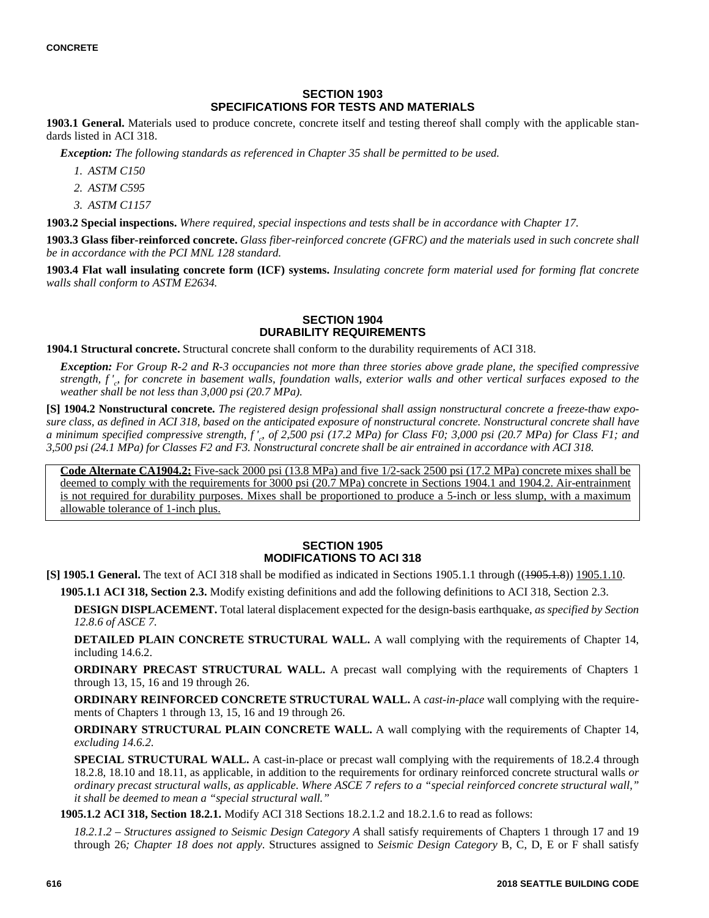## SECTION 1903 SPECIFICATIONS FOR TESTS AND MATERIALS

**1903.1 General.** Materials used to produce concrete, concrete itself and testing thereof shall comply with the applicable standards listed in ACI 318.

***Exception:*** *The following standards as referenced in Chapter 35 shall be permitted to be used.*

1. *ASTM C150*
2. *ASTM C595*
3. *ASTM C1157*

**1903.2 Special inspections.** *Where required, special inspections and tests shall be in accordance with Chapter 17.*

**1903.3 Glass fiber-reinforced concrete.** *Glass fiber-reinforced concrete (GFRC) and the materials used in such concrete shall be in accordance with the PCI MNL 128 standard.*

**1903.4 Flat wall insulating concrete form (ICF) systems.** *Insulating concrete form material used for forming flat concrete walls shall conform to ASTM E2634.*

## SECTION 1904 DURABILITY REQUIREMENTS

**1904.1 Structural concrete.** Structural concrete shall conform to the durability requirements of ACI 318.

***Exception:*** *For Group R-2 and R-3 occupancies not more than three stories above grade plane, the specified compressive strength, $f'_c$, for concrete in basement walls, foundation walls, exterior walls and other vertical surfaces exposed to the weather shall be not less than 3,000 psi (20.7 MPa).*

**[S] 1904.2 Nonstructural concrete.** *The registered design professional shall assign nonstructural concrete a freeze-thaw exposure class, as defined in ACI 318, based on the anticipated exposure of nonstructural concrete. Nonstructural concrete shall have a minimum specified compressive strength, $f'_c$, of 2,500 psi (17.2 MPa) for Class F0; 3,000 psi (20.7 MPa) for Class F1; and 3,500 psi (24.1 MPa) for Classes F2 and F3. Nonstructural concrete shall be air entrained in accordance with ACI 318.*

**Code Alternate CA1904.2:** Five-sack 2000 psi (13.8 MPa) and five 1/2-sack 2500 psi (17.2 MPa) concrete mixes shall be deemed to comply with the requirements for 3000 psi (20.7 MPa) concrete in Sections 1904.1 and 1904.2. Air-entrainment is not required for durability purposes. Mixes shall be proportioned to produce a 5-inch or less slump, with a maximum allowable tolerance of 1-inch plus.

## SECTION 1905 MODIFICATIONS TO ACI 318

**[S] 1905.1 General.** The text of ACI 318 shall be modified as indicated in Sections 1905.1.1 through ((~~1905.1.8~~)) 1905.1.10.

**1905.1.1 ACI 318, Section 2.3.** Modify existing definitions and add the following definitions to ACI 318, Section 2.3.

**DESIGN DISPLACEMENT.** Total lateral displacement expected for the design-basis earthquake, *as specified by Section 12.8.6 of ASCE 7.*

**DETAILED PLAIN CONCRETE STRUCTURAL WALL.** A wall complying with the requirements of Chapter 14, including 14.6.2.

**ORDINARY PRECAST STRUCTURAL WALL.** A precast wall complying with the requirements of Chapters 1 through 13, 15, 16 and 19 through 26.

**ORDINARY REINFORCED CONCRETE STRUCTURAL WALL.** A *cast-in-place* wall complying with the requirements of Chapters 1 through 13, 15, 16 and 19 through 26.

**ORDINARY STRUCTURAL PLAIN CONCRETE WALL.** A wall complying with the requirements of Chapter 14, *excluding 14.6.2.*

**SPECIAL STRUCTURAL WALL.** A cast-in-place or precast wall complying with the requirements of 18.2.4 through 18.2.8, 18.10 and 18.11, as applicable, in addition to the requirements for ordinary reinforced concrete structural walls *or ordinary precast structural walls, as applicable. Where ASCE 7 refers to a "special reinforced concrete structural wall," it shall be deemed to mean a "special structural wall."*

**1905.1.2 ACI 318, Section 18.2.1.** Modify ACI 318 Sections 18.2.1.2 and 18.2.1.6 to read as follows:

*18.2.1.2 – Structures assigned to Seismic Design Category A* shall satisfy requirements of Chapters 1 through 17 and 19 through 26*; Chapter 18 does not apply*. Structures assigned to *Seismic Design Category* B, C, D, E or F shall satisfy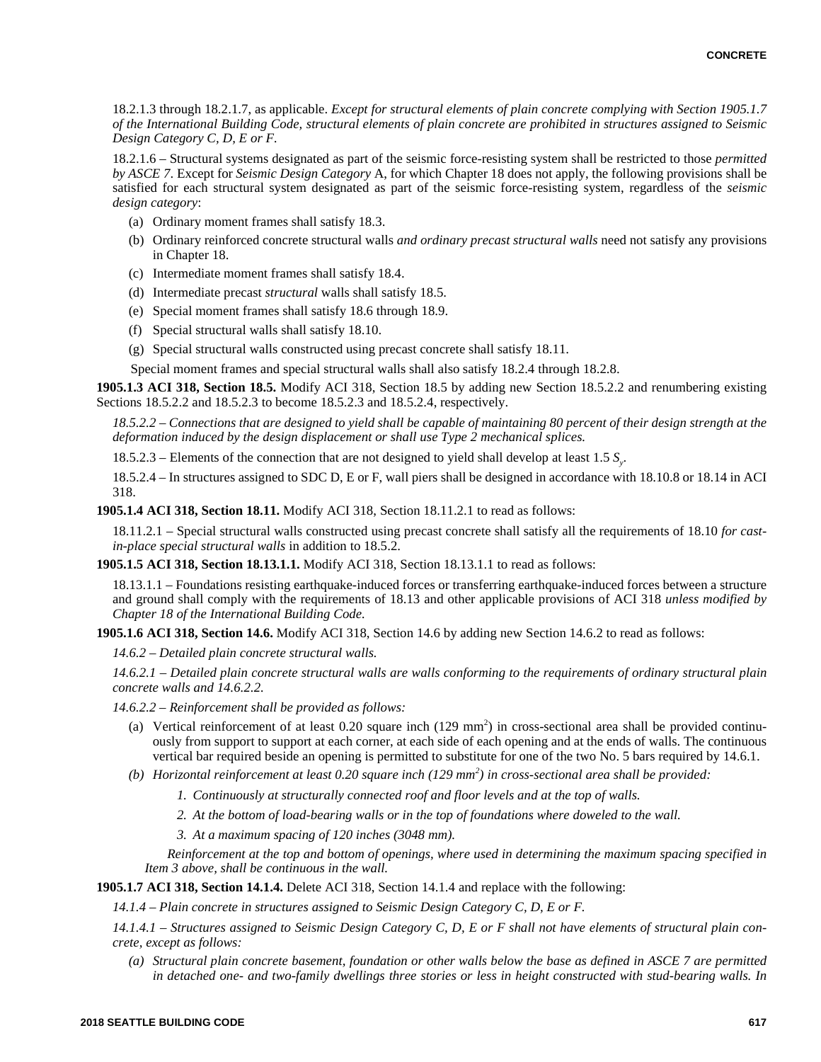18.2.1.3 through 18.2.1.7, as applicable. *Except for structural elements of plain concrete complying with Section 1905.1.7 of the International Building Code, structural elements of plain concrete are prohibited in structures assigned to Seismic Design Category C, D, E or F.*

18.2.1.6 – Structural systems designated as part of the seismic force-resisting system shall be restricted to those *permitted by ASCE 7*. Except for *Seismic Design Category* A, for which Chapter 18 does not apply, the following provisions shall be satisfied for each structural system designated as part of the seismic force-resisting system, regardless of the *seismic design category*:

(a) Ordinary moment frames shall satisfy 18.3.

(b) Ordinary reinforced concrete structural walls *and ordinary precast structural walls* need not satisfy any provisions in Chapter 18.

(c) Intermediate moment frames shall satisfy 18.4.

(d) Intermediate precast *structural* walls shall satisfy 18.5.

(e) Special moment frames shall satisfy 18.6 through 18.9.

(f) Special structural walls shall satisfy 18.10.

(g) Special structural walls constructed using precast concrete shall satisfy 18.11.

Special moment frames and special structural walls shall also satisfy 18.2.4 through 18.2.8.

**1905.1.3 ACI 318, Section 18.5.** Modify ACI 318, Section 18.5 by adding new Section 18.5.2.2 and renumbering existing Sections 18.5.2.2 and 18.5.2.3 to become 18.5.2.3 and 18.5.2.4, respectively.

*18.5.2.2 – Connections that are designed to yield shall be capable of maintaining 80 percent of their design strength at the deformation induced by the design displacement or shall use Type 2 mechanical splices.*

18.5.2.3 – Elements of the connection that are not designed to yield shall develop at least 1.5 $S_y$.

18.5.2.4 – In structures assigned to SDC D, E or F, wall piers shall be designed in accordance with 18.10.8 or 18.14 in ACI 318.

**1905.1.4 ACI 318, Section 18.11.** Modify ACI 318, Section 18.11.2.1 to read as follows:

18.11.2.1 – Special structural walls constructed using precast concrete shall satisfy all the requirements of 18.10 *for cast-in-place special structural walls* in addition to 18.5.2.

**1905.1.5 ACI 318, Section 18.13.1.1.** Modify ACI 318, Section 18.13.1.1 to read as follows:

18.13.1.1 – Foundations resisting earthquake-induced forces or transferring earthquake-induced forces between a structure and ground shall comply with the requirements of 18.13 and other applicable provisions of ACI 318 *unless modified by Chapter 18 of the International Building Code.*

**1905.1.6 ACI 318, Section 14.6.** Modify ACI 318, Section 14.6 by adding new Section 14.6.2 to read as follows:

*14.6.2 – Detailed plain concrete structural walls.*

*14.6.2.1 – Detailed plain concrete structural walls are walls conforming to the requirements of ordinary structural plain concrete walls and 14.6.2.2.*

*14.6.2.2 – Reinforcement shall be provided as follows:*

(a) Vertical reinforcement of at least 0.20 square inch (129 mm$^2$) in cross-sectional area shall be provided continuously from support to support at each corner, at each side of each opening and at the ends of walls. The continuous vertical bar required beside an opening is permitted to substitute for one of the two No. 5 bars required by 14.6.1.

*(b) Horizontal reinforcement at least 0.20 square inch (129 mm$^2$) in cross-sectional area shall be provided:*

*1. Continuously at structurally connected roof and floor levels and at the top of walls.*

*2. At the bottom of load-bearing walls or in the top of foundations where doweled to the wall.*

*3. At a maximum spacing of 120 inches (3048 mm).*

*Reinforcement at the top and bottom of openings, where used in determining the maximum spacing specified in Item 3 above, shall be continuous in the wall.*

**1905.1.7 ACI 318, Section 14.1.4.** Delete ACI 318, Section 14.1.4 and replace with the following:

*14.1.4 – Plain concrete in structures assigned to Seismic Design Category C, D, E or F.*

*14.1.4.1 – Structures assigned to Seismic Design Category C, D, E or F shall not have elements of structural plain concrete, except as follows:*

*(a) Structural plain concrete basement, foundation or other walls below the base as defined in ASCE 7 are permitted in detached one- and two-family dwellings three stories or less in height constructed with stud-bearing walls. In*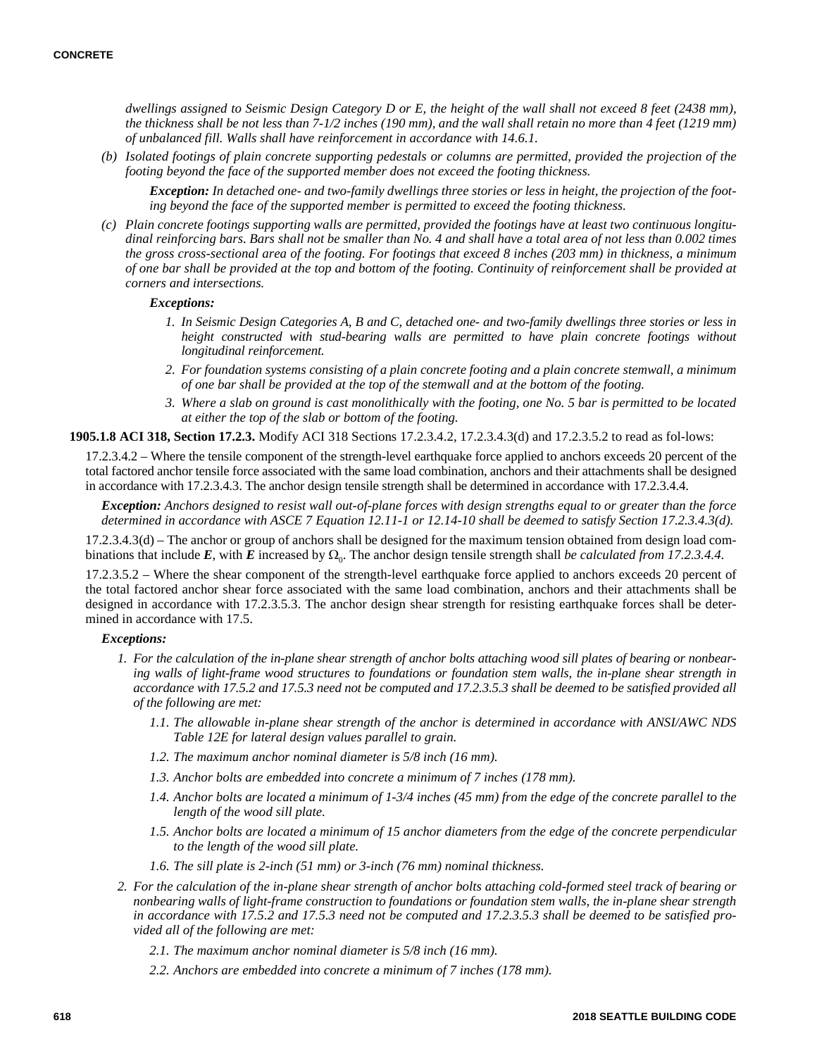*dwellings assigned to Seismic Design Category D or E, the height of the wall shall not exceed 8 feet (2438 mm), the thickness shall be not less than 7-1/2 inches (190 mm), and the wall shall retain no more than 4 feet (1219 mm) of unbalanced fill. Walls shall have reinforcement in accordance with 14.6.1.*

*(b) Isolated footings of plain concrete supporting pedestals or columns are permitted, provided the projection of the footing beyond the face of the supported member does not exceed the footing thickness.*

***Exception:** In detached one- and two-family dwellings three stories or less in height, the projection of the footing beyond the face of the supported member is permitted to exceed the footing thickness.*

*(c) Plain concrete footings supporting walls are permitted, provided the footings have at least two continuous longitudinal reinforcing bars. Bars shall not be smaller than No. 4 and shall have a total area of not less than 0.002 times the gross cross-sectional area of the footing. For footings that exceed 8 inches (203 mm) in thickness, a minimum of one bar shall be provided at the top and bottom of the footing. Continuity of reinforcement shall be provided at corners and intersections.*

***Exceptions:***

1. *In Seismic Design Categories A, B and C, detached one- and two-family dwellings three stories or less in height constructed with stud-bearing walls are permitted to have plain concrete footings without longitudinal reinforcement.*
2. *For foundation systems consisting of a plain concrete footing and a plain concrete stemwall, a minimum of one bar shall be provided at the top of the stemwall and at the bottom of the footing.*
3. *Where a slab on ground is cast monolithically with the footing, one No. 5 bar is permitted to be located at either the top of the slab or bottom of the footing.*

**1905.1.8 ACI 318, Section 17.2.3.** Modify ACI 318 Sections 17.2.3.4.2, 17.2.3.4.3(d) and 17.2.3.5.2 to read as fol-lows:

17.2.3.4.2 – Where the tensile component of the strength-level earthquake force applied to anchors exceeds 20 percent of the total factored anchor tensile force associated with the same load combination, anchors and their attachments shall be designed in accordance with 17.2.3.4.3. The anchor design tensile strength shall be determined in accordance with 17.2.3.4.4.

***Exception:** Anchors designed to resist wall out-of-plane forces with design strengths equal to or greater than the force determined in accordance with ASCE 7 Equation 12.11-1 or 12.14-10 shall be deemed to satisfy Section 17.2.3.4.3(d).*

17.2.3.4.3(d) – The anchor or group of anchors shall be designed for the maximum tension obtained from design load combinations that include ***E***, with ***E*** increased by $\Omega_0$. The anchor design tensile strength shall *be calculated from 17.2.3.4.4.*

17.2.3.5.2 – Where the shear component of the strength-level earthquake force applied to anchors exceeds 20 percent of the total factored anchor shear force associated with the same load combination, anchors and their attachments shall be designed in accordance with 17.2.3.5.3. The anchor design shear strength for resisting earthquake forces shall be determined in accordance with 17.5.

***Exceptions:***

1. *For the calculation of the in-plane shear strength of anchor bolts attaching wood sill plates of bearing or nonbearing walls of light-frame wood structures to foundations or foundation stem walls, the in-plane shear strength in accordance with 17.5.2 and 17.5.3 need not be computed and 17.2.3.5.3 shall be deemed to be satisfied provided all of the following are met:*
   - *1.1. The allowable in-plane shear strength of the anchor is determined in accordance with ANSI/AWC NDS Table 12E for lateral design values parallel to grain.*
   - *1.2. The maximum anchor nominal diameter is 5/8 inch (16 mm).*
   - *1.3. Anchor bolts are embedded into concrete a minimum of 7 inches (178 mm).*
   - *1.4. Anchor bolts are located a minimum of 1-3/4 inches (45 mm) from the edge of the concrete parallel to the length of the wood sill plate.*
   - *1.5. Anchor bolts are located a minimum of 15 anchor diameters from the edge of the concrete perpendicular to the length of the wood sill plate.*
   - *1.6. The sill plate is 2-inch (51 mm) or 3-inch (76 mm) nominal thickness.*
2. *For the calculation of the in-plane shear strength of anchor bolts attaching cold-formed steel track of bearing or nonbearing walls of light-frame construction to foundations or foundation stem walls, the in-plane shear strength in accordance with 17.5.2 and 17.5.3 need not be computed and 17.2.3.5.3 shall be deemed to be satisfied provided all of the following are met:*
   - *2.1. The maximum anchor nominal diameter is 5/8 inch (16 mm).*
   - *2.2. Anchors are embedded into concrete a minimum of 7 inches (178 mm).*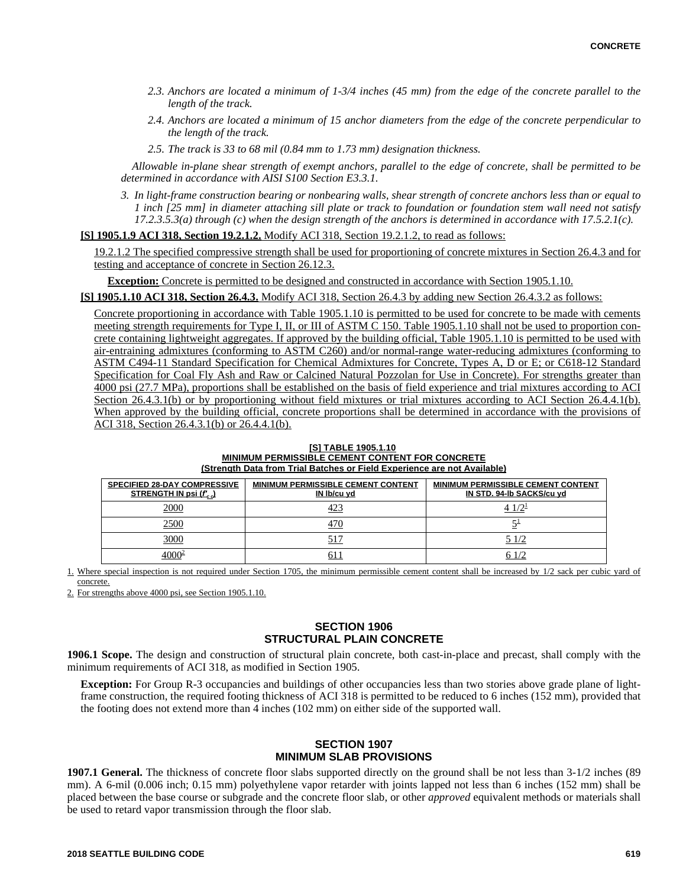*2.3. Anchors are located a minimum of 1-3/4 inches (45 mm) from the edge of the concrete parallel to the length of the track.*

*2.4. Anchors are located a minimum of 15 anchor diameters from the edge of the concrete perpendicular to the length of the track.*

*2.5. The track is 33 to 68 mil (0.84 mm to 1.73 mm) designation thickness.*

*Allowable in-plane shear strength of exempt anchors, parallel to the edge of concrete, shall be permitted to be determined in accordance with AISI S100 Section E3.3.1.*

*3. In light-frame construction bearing or nonbearing walls, shear strength of concrete anchors less than or equal to 1 inch [25 mm] in diameter attaching sill plate or track to foundation or foundation stem wall need not satisfy 17.2.3.5.3(a) through (c) when the design strength of the anchors is determined in accordance with 17.5.2.1(c).*

**[S] 1905.1.9 ACI 318, Section 19.2.1.2.** Modify ACI 318, Section 19.2.1.2, to read as follows:

19.2.1.2 The specified compressive strength shall be used for proportioning of concrete mixtures in Section 26.4.3 and for testing and acceptance of concrete in Section 26.12.3.

**Exception:** Concrete is permitted to be designed and constructed in accordance with Section 1905.1.10.

**[S] 1905.1.10 ACI 318, Section 26.4.3.** Modify ACI 318, Section 26.4.3 by adding new Section 26.4.3.2 as follows:

Concrete proportioning in accordance with Table 1905.1.10 is permitted to be used for concrete to be made with cements meeting strength requirements for Type I, II, or III of ASTM C 150. Table 1905.1.10 shall not be used to proportion concrete containing lightweight aggregates. If approved by the building official, Table 1905.1.10 is permitted to be used with air-entraining admixtures (conforming to ASTM C260) and/or normal-range water-reducing admixtures (conforming to ASTM C494-11 Standard Specification for Chemical Admixtures for Concrete, Types A, D or E; or C618-12 Standard Specification for Coal Fly Ash and Raw or Calcined Natural Pozzolan for Use in Concrete). For strengths greater than 4000 psi (27.7 MPa), proportions shall be established on the basis of field experience and trial mixtures according to ACI Section 26.4.3.1(b) or by proportioning without field mixtures or trial mixtures according to ACI Section 26.4.4.1(b). When approved by the building official, concrete proportions shall be determined in accordance with the provisions of ACI 318, Section 26.4.3.1(b) or 26.4.4.1(b).

**[S] TABLE 1905.1.10**
**MINIMUM PERMISSIBLE CEMENT CONTENT FOR CONCRETE**
**(Strength Data from Trial Batches or Field Experience are not Available)**

| SPECIFIED 28-DAY COMPRESSIVE STRENGTH IN psi ($f'_{c}$) | MINIMUM PERMISSIBLE CEMENT CONTENT IN lb/cu yd | MINIMUM PERMISSIBLE CEMENT CONTENT IN STD. 94-lb SACKS/cu yd |
|---|---|---|
| 2000 | 423 | 4 1/2[1] |
| 2500 | 470 | 5[1] |
| 3000 | 517 | 5 1/2 |
| 4000[2] | 611 | 6 1/2 |

1. Where special inspection is not required under Section 1705, the minimum permissible cement content shall be increased by 1/2 sack per cubic yard of concrete.

2. For strengths above 4000 psi, see Section 1905.1.10.

## SECTION 1906
## STRUCTURAL PLAIN CONCRETE

**1906.1 Scope.** The design and construction of structural plain concrete, both cast-in-place and precast, shall comply with the minimum requirements of ACI 318, as modified in Section 1905.

**Exception:** For Group R-3 occupancies and buildings of other occupancies less than two stories above grade plane of light-frame construction, the required footing thickness of ACI 318 is permitted to be reduced to 6 inches (152 mm), provided that the footing does not extend more than 4 inches (102 mm) on either side of the supported wall.

## SECTION 1907
## MINIMUM SLAB PROVISIONS

**1907.1 General.** The thickness of concrete floor slabs supported directly on the ground shall be not less than 3-1/2 inches (89 mm). A 6-mil (0.006 inch; 0.15 mm) polyethylene vapor retarder with joints lapped not less than 6 inches (152 mm) shall be placed between the base course or subgrade and the concrete floor slab, or other *approved* equivalent methods or materials shall be used to retard vapor transmission through the floor slab.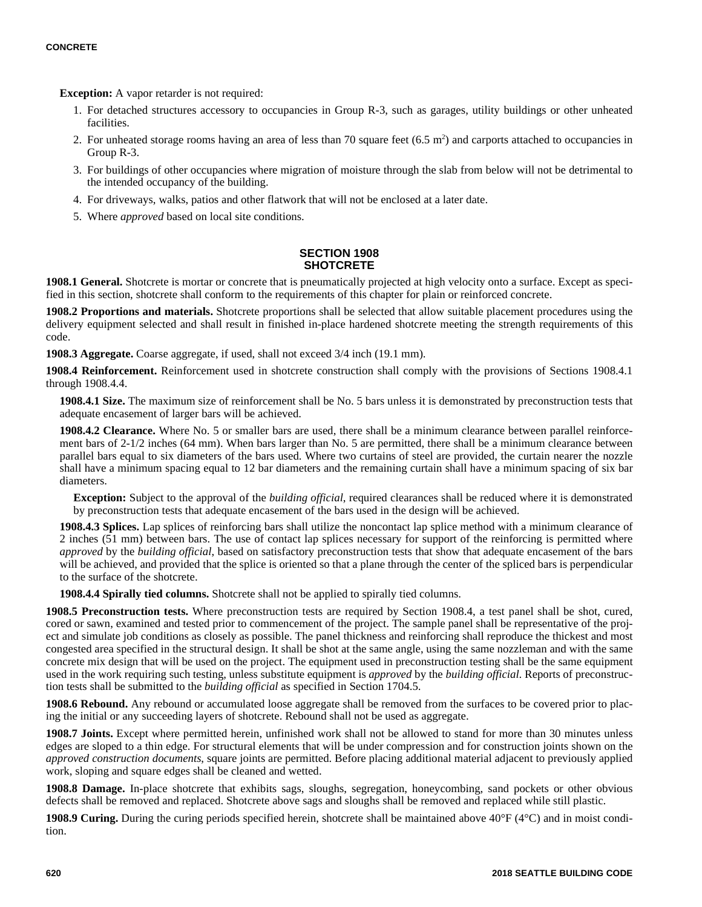**Exception:** A vapor retarder is not required:

1. For detached structures accessory to occupancies in Group R-3, such as garages, utility buildings or other unheated facilities.
2. For unheated storage rooms having an area of less than 70 square feet (6.5 $m^2$) and carports attached to occupancies in Group R-3.
3. For buildings of other occupancies where migration of moisture through the slab from below will not be detrimental to the intended occupancy of the building.
4. For driveways, walks, patios and other flatwork that will not be enclosed at a later date.
5. Where *approved* based on local site conditions.

## SECTION 1908 SHOTCRETE

**1908.1 General.** Shotcrete is mortar or concrete that is pneumatically projected at high velocity onto a surface. Except as specified in this section, shotcrete shall conform to the requirements of this chapter for plain or reinforced concrete.

**1908.2 Proportions and materials.** Shotcrete proportions shall be selected that allow suitable placement procedures using the delivery equipment selected and shall result in finished in-place hardened shotcrete meeting the strength requirements of this code.

**1908.3 Aggregate.** Coarse aggregate, if used, shall not exceed 3/4 inch (19.1 mm).

**1908.4 Reinforcement.** Reinforcement used in shotcrete construction shall comply with the provisions of Sections 1908.4.1 through 1908.4.4.

**1908.4.1 Size.** The maximum size of reinforcement shall be No. 5 bars unless it is demonstrated by preconstruction tests that adequate encasement of larger bars will be achieved.

**1908.4.2 Clearance.** Where No. 5 or smaller bars are used, there shall be a minimum clearance between parallel reinforcement bars of 2-1/2 inches (64 mm). When bars larger than No. 5 are permitted, there shall be a minimum clearance between parallel bars equal to six diameters of the bars used. Where two curtains of steel are provided, the curtain nearer the nozzle shall have a minimum spacing equal to 12 bar diameters and the remaining curtain shall have a minimum spacing of six bar diameters.

**Exception:** Subject to the approval of the *building official*, required clearances shall be reduced where it is demonstrated by preconstruction tests that adequate encasement of the bars used in the design will be achieved.

**1908.4.3 Splices.** Lap splices of reinforcing bars shall utilize the noncontact lap splice method with a minimum clearance of 2 inches (51 mm) between bars. The use of contact lap splices necessary for support of the reinforcing is permitted where *approved* by the *building official*, based on satisfactory preconstruction tests that show that adequate encasement of the bars will be achieved, and provided that the splice is oriented so that a plane through the center of the spliced bars is perpendicular to the surface of the shotcrete.

**1908.4.4 Spirally tied columns.** Shotcrete shall not be applied to spirally tied columns.

**1908.5 Preconstruction tests.** Where preconstruction tests are required by Section 1908.4, a test panel shall be shot, cured, cored or sawn, examined and tested prior to commencement of the project. The sample panel shall be representative of the project and simulate job conditions as closely as possible. The panel thickness and reinforcing shall reproduce the thickest and most congested area specified in the structural design. It shall be shot at the same angle, using the same nozzleman and with the same concrete mix design that will be used on the project. The equipment used in preconstruction testing shall be the same equipment used in the work requiring such testing, unless substitute equipment is *approved* by the *building official*. Reports of preconstruction tests shall be submitted to the *building official* as specified in Section 1704.5.

**1908.6 Rebound.** Any rebound or accumulated loose aggregate shall be removed from the surfaces to be covered prior to placing the initial or any succeeding layers of shotcrete. Rebound shall not be used as aggregate.

**1908.7 Joints.** Except where permitted herein, unfinished work shall not be allowed to stand for more than 30 minutes unless edges are sloped to a thin edge. For structural elements that will be under compression and for construction joints shown on the *approved construction documents*, square joints are permitted. Before placing additional material adjacent to previously applied work, sloping and square edges shall be cleaned and wetted.

**1908.8 Damage.** In-place shotcrete that exhibits sags, sloughs, segregation, honeycombing, sand pockets or other obvious defects shall be removed and replaced. Shotcrete above sags and sloughs shall be removed and replaced while still plastic.

**1908.9 Curing.** During the curing periods specified herein, shotcrete shall be maintained above 40°F (4°C) and in moist condition.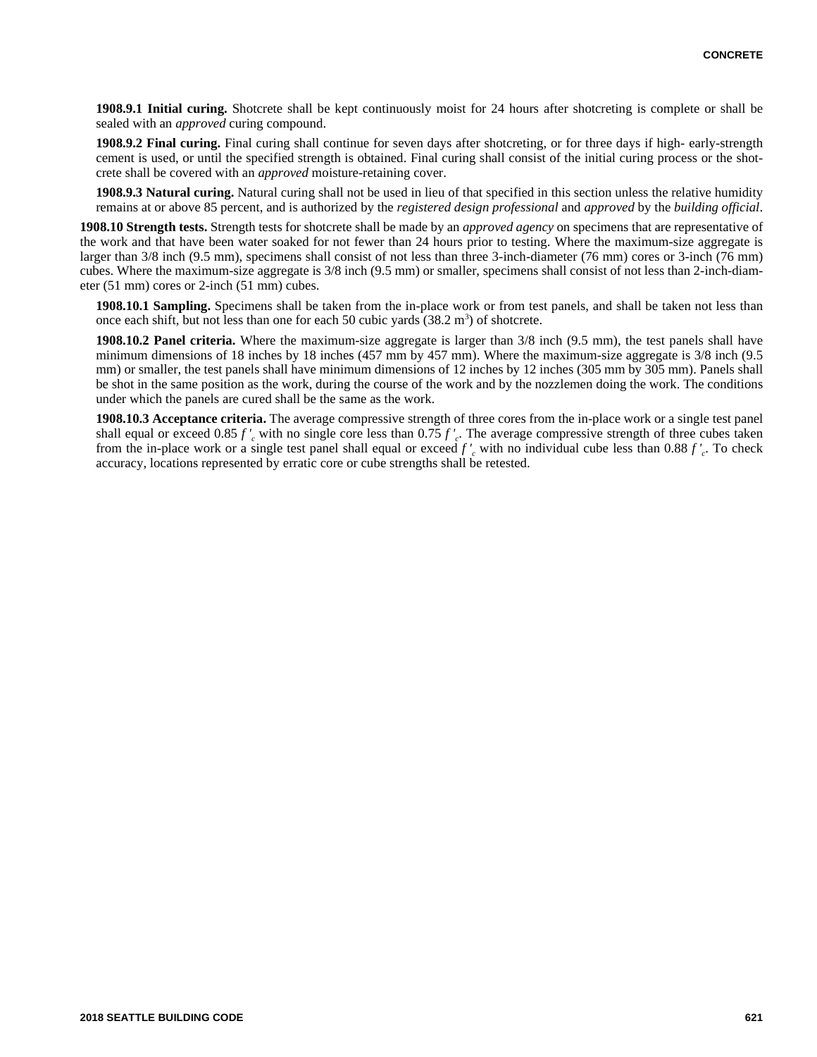**1908.9.1 Initial curing.** Shotcrete shall be kept continuously moist for 24 hours after shotcreting is complete or shall be sealed with an *approved* curing compound.

**1908.9.2 Final curing.** Final curing shall continue for seven days after shotcreting, or for three days if high- early-strength cement is used, or until the specified strength is obtained. Final curing shall consist of the initial curing process or the shotcrete shall be covered with an *approved* moisture-retaining cover.

**1908.9.3 Natural curing.** Natural curing shall not be used in lieu of that specified in this section unless the relative humidity remains at or above 85 percent, and is authorized by the *registered design professional* and *approved* by the *building official*.

**1908.10 Strength tests.** Strength tests for shotcrete shall be made by an *approved agency* on specimens that are representative of the work and that have been water soaked for not fewer than 24 hours prior to testing. Where the maximum-size aggregate is larger than 3/8 inch (9.5 mm), specimens shall consist of not less than three 3-inch-diameter (76 mm) cores or 3-inch (76 mm) cubes. Where the maximum-size aggregate is 3/8 inch (9.5 mm) or smaller, specimens shall consist of not less than 2-inch-diameter (51 mm) cores or 2-inch (51 mm) cubes.

**1908.10.1 Sampling.** Specimens shall be taken from the in-place work or from test panels, and shall be taken not less than once each shift, but not less than one for each 50 cubic yards (38.2 $m^3$) of shotcrete.

**1908.10.2 Panel criteria.** Where the maximum-size aggregate is larger than 3/8 inch (9.5 mm), the test panels shall have minimum dimensions of 18 inches by 18 inches (457 mm by 457 mm). Where the maximum-size aggregate is 3/8 inch (9.5 mm) or smaller, the test panels shall have minimum dimensions of 12 inches by 12 inches (305 mm by 305 mm). Panels shall be shot in the same position as the work, during the course of the work and by the nozzlemen doing the work. The conditions under which the panels are cured shall be the same as the work.

**1908.10.3 Acceptance criteria.** The average compressive strength of three cores from the in-place work or a single test panel shall equal or exceed 0.85 $f'_c$ with no single core less than 0.75 $f'_c$. The average compressive strength of three cubes taken from the in-place work or a single test panel shall equal or exceed $f'_c$ with no individual cube less than 0.88 $f'_c$. To check accuracy, locations represented by erratic core or cube strengths shall be retested.